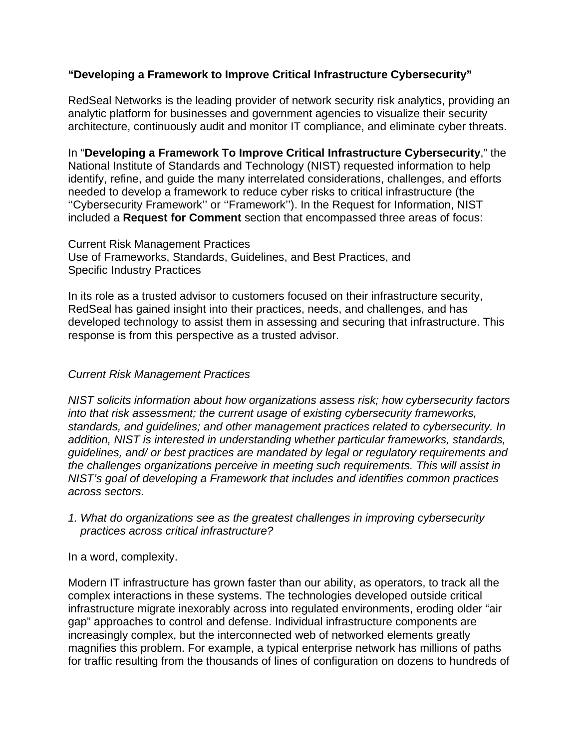**“Developing a Framework to Improve Critical Infrastructure Cybersecurity”**

RedSeal Networks is the leading provider of network security risk analytics, providing an analytic platform for businesses and government agencies to visualize their security architecture, continuously audit and monitor IT compliance, and eliminate cyber threats.

In “**Developing a Framework To Improve Critical Infrastructure Cybersecurity**,” the National Institute of Standards and Technology (NIST) requested information to help identify, refine, and guide the many interrelated considerations, challenges, and efforts needed to develop a framework to reduce cyber risks to critical infrastructure (the ‘‘Cybersecurity Framework’’ or ‘‘Framework’’). In the Request for Information, NIST included a **Request for Comment** section that encompassed three areas of focus:

Current Risk Management Practices
Use of Frameworks, Standards, Guidelines, and Best Practices, and
Specific Industry Practices

In its role as a trusted advisor to customers focused on their infrastructure security, RedSeal has gained insight into their practices, needs, and challenges, and has developed technology to assist them in assessing and securing that infrastructure. This response is from this perspective as a trusted advisor.

*Current Risk Management Practices*

*NIST solicits information about how organizations assess risk; how cybersecurity factors into that risk assessment; the current usage of existing cybersecurity frameworks, standards, and guidelines; and other management practices related to cybersecurity. In addition, NIST is interested in understanding whether particular frameworks, standards, guidelines, and/ or best practices are mandated by legal or regulatory requirements and the challenges organizations perceive in meeting such requirements. This will assist in NIST’s goal of developing a Framework that includes and identifies common practices across sectors.*

1. *What do organizations see as the greatest challenges in improving cybersecurity practices across critical infrastructure?*

In a word, complexity.

Modern IT infrastructure has grown faster than our ability, as operators, to track all the complex interactions in these systems. The technologies developed outside critical infrastructure migrate inexorably across into regulated environments, eroding older “air gap” approaches to control and defense. Individual infrastructure components are increasingly complex, but the interconnected web of networked elements greatly magnifies this problem. For example, a typical enterprise network has millions of paths for traffic resulting from the thousands of lines of configuration on dozens to hundreds of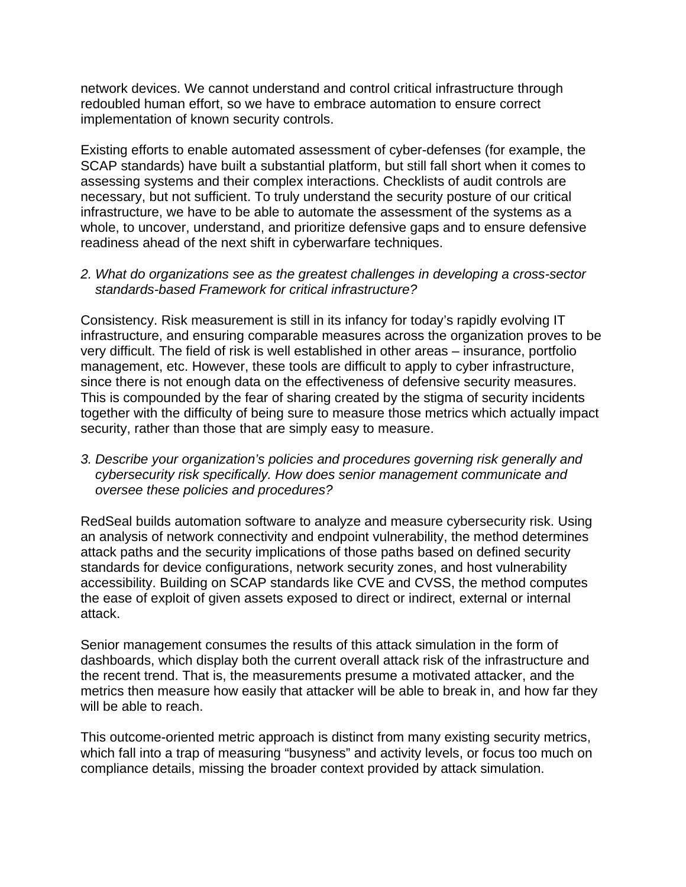network devices. We cannot understand and control critical infrastructure through redoubled human effort, so we have to embrace automation to ensure correct implementation of known security controls.

Existing efforts to enable automated assessment of cyber-defenses (for example, the SCAP standards) have built a substantial platform, but still fall short when it comes to assessing systems and their complex interactions. Checklists of audit controls are necessary, but not sufficient. To truly understand the security posture of our critical infrastructure, we have to be able to automate the assessment of the systems as a whole, to uncover, understand, and prioritize defensive gaps and to ensure defensive readiness ahead of the next shift in cyberwarfare techniques.

2. *What do organizations see as the greatest challenges in developing a cross-sector standards-based Framework for critical infrastructure?*

Consistency. Risk measurement is still in its infancy for today's rapidly evolving IT infrastructure, and ensuring comparable measures across the organization proves to be very difficult. The field of risk is well established in other areas – insurance, portfolio management, etc. However, these tools are difficult to apply to cyber infrastructure, since there is not enough data on the effectiveness of defensive security measures. This is compounded by the fear of sharing created by the stigma of security incidents together with the difficulty of being sure to measure those metrics which actually impact security, rather than those that are simply easy to measure.

3. *Describe your organization's policies and procedures governing risk generally and cybersecurity risk specifically. How does senior management communicate and oversee these policies and procedures?*

RedSeal builds automation software to analyze and measure cybersecurity risk. Using an analysis of network connectivity and endpoint vulnerability, the method determines attack paths and the security implications of those paths based on defined security standards for device configurations, network security zones, and host vulnerability accessibility. Building on SCAP standards like CVE and CVSS, the method computes the ease of exploit of given assets exposed to direct or indirect, external or internal attack.

Senior management consumes the results of this attack simulation in the form of dashboards, which display both the current overall attack risk of the infrastructure and the recent trend. That is, the measurements presume a motivated attacker, and the metrics then measure how easily that attacker will be able to break in, and how far they will be able to reach.

This outcome-oriented metric approach is distinct from many existing security metrics, which fall into a trap of measuring "busyness" and activity levels, or focus too much on compliance details, missing the broader context provided by attack simulation.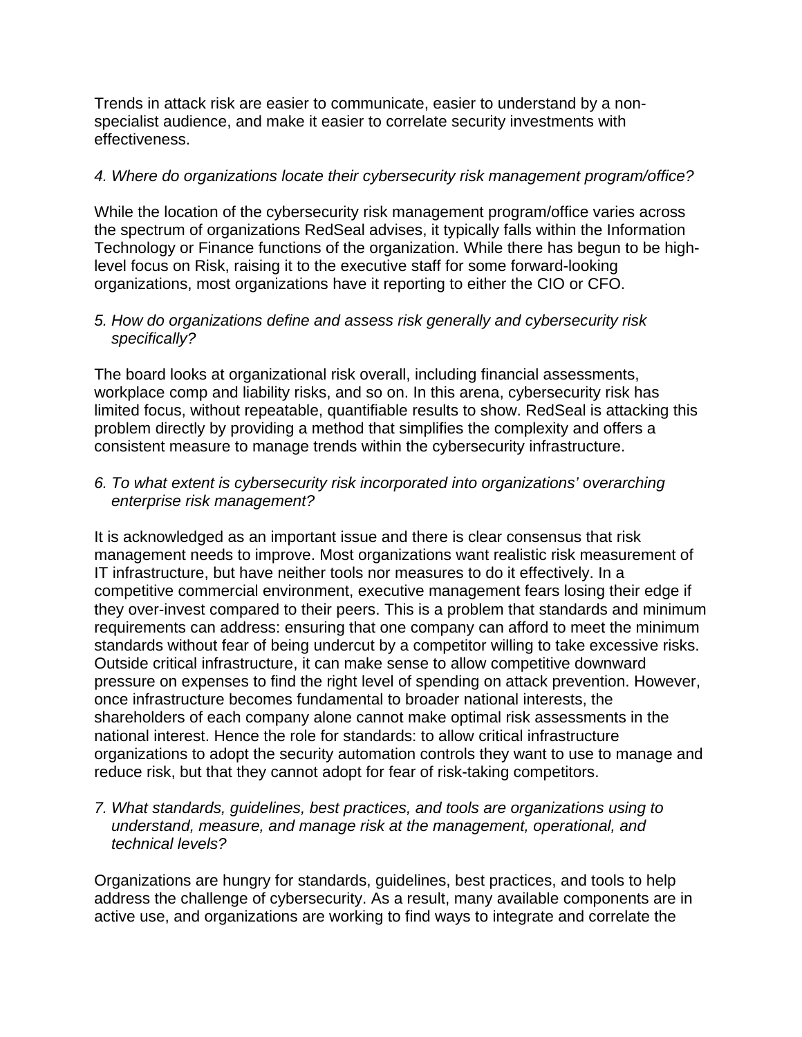Trends in attack risk are easier to communicate, easier to understand by a non-specialist audience, and make it easier to correlate security investments with effectiveness.

*4. Where do organizations locate their cybersecurity risk management program/office?*

While the location of the cybersecurity risk management program/office varies across the spectrum of organizations RedSeal advises, it typically falls within the Information Technology or Finance functions of the organization. While there has begun to be high-level focus on Risk, raising it to the executive staff for some forward-looking organizations, most organizations have it reporting to either the CIO or CFO.

*5. How do organizations define and assess risk generally and cybersecurity risk specifically?*

The board looks at organizational risk overall, including financial assessments, workplace comp and liability risks, and so on. In this arena, cybersecurity risk has limited focus, without repeatable, quantifiable results to show. RedSeal is attacking this problem directly by providing a method that simplifies the complexity and offers a consistent measure to manage trends within the cybersecurity infrastructure.

*6. To what extent is cybersecurity risk incorporated into organizations' overarching enterprise risk management?*

It is acknowledged as an important issue and there is clear consensus that risk management needs to improve. Most organizations want realistic risk measurement of IT infrastructure, but have neither tools nor measures to do it effectively. In a competitive commercial environment, executive management fears losing their edge if they over-invest compared to their peers. This is a problem that standards and minimum requirements can address: ensuring that one company can afford to meet the minimum standards without fear of being undercut by a competitor willing to take excessive risks. Outside critical infrastructure, it can make sense to allow competitive downward pressure on expenses to find the right level of spending on attack prevention. However, once infrastructure becomes fundamental to broader national interests, the shareholders of each company alone cannot make optimal risk assessments in the national interest. Hence the role for standards: to allow critical infrastructure organizations to adopt the security automation controls they want to use to manage and reduce risk, but that they cannot adopt for fear of risk-taking competitors.

*7. What standards, guidelines, best practices, and tools are organizations using to understand, measure, and manage risk at the management, operational, and technical levels?*

Organizations are hungry for standards, guidelines, best practices, and tools to help address the challenge of cybersecurity. As a result, many available components are in active use, and organizations are working to find ways to integrate and correlate the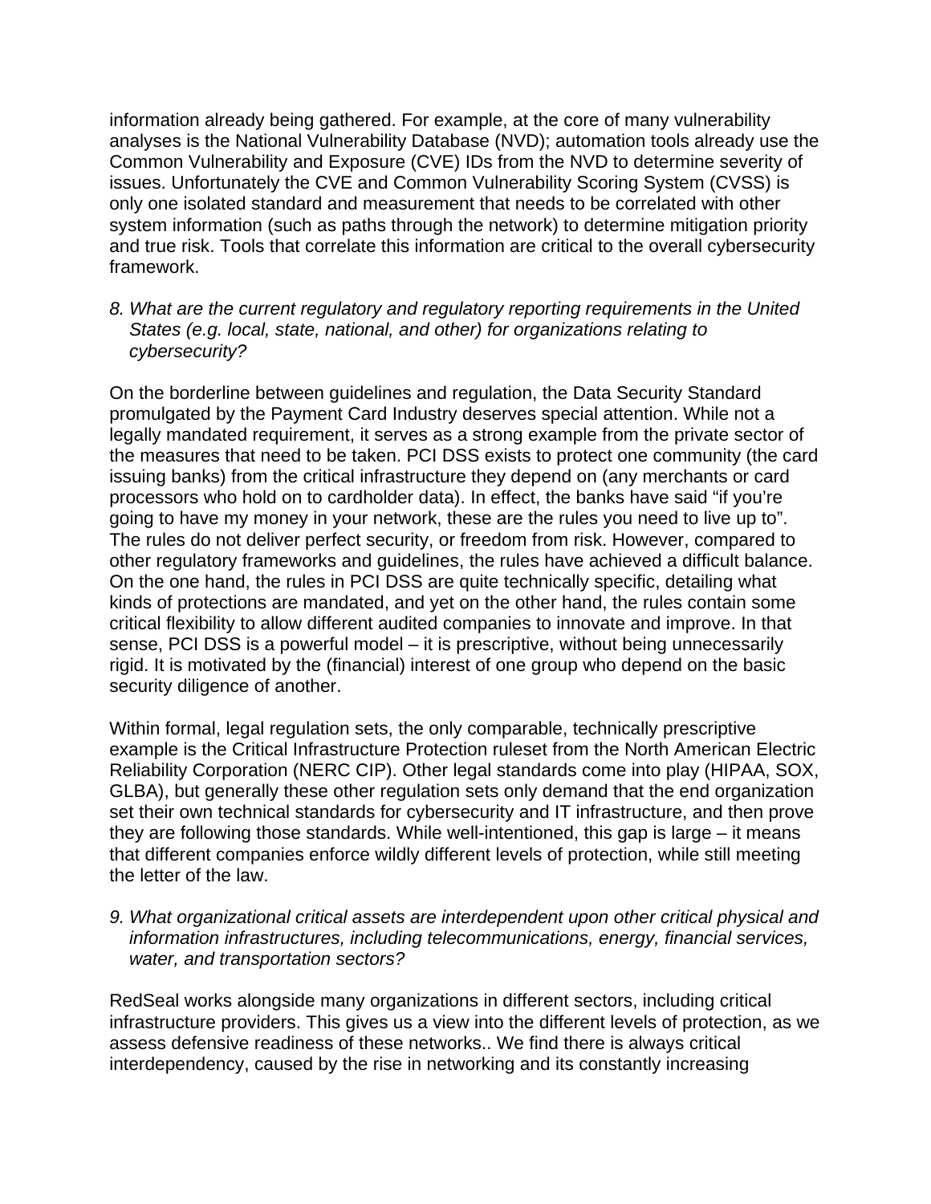information already being gathered. For example, at the core of many vulnerability analyses is the National Vulnerability Database (NVD); automation tools already use the Common Vulnerability and Exposure (CVE) IDs from the NVD to determine severity of issues. Unfortunately the CVE and Common Vulnerability Scoring System (CVSS) is only one isolated standard and measurement that needs to be correlated with other system information (such as paths through the network) to determine mitigation priority and true risk. Tools that correlate this information are critical to the overall cybersecurity framework.

8. *What are the current regulatory and regulatory reporting requirements in the United States (e.g. local, state, national, and other) for organizations relating to cybersecurity?*

On the borderline between guidelines and regulation, the Data Security Standard promulgated by the Payment Card Industry deserves special attention. While not a legally mandated requirement, it serves as a strong example from the private sector of the measures that need to be taken. PCI DSS exists to protect one community (the card issuing banks) from the critical infrastructure they depend on (any merchants or card processors who hold on to cardholder data). In effect, the banks have said "if you're going to have my money in your network, these are the rules you need to live up to". The rules do not deliver perfect security, or freedom from risk. However, compared to other regulatory frameworks and guidelines, the rules have achieved a difficult balance. On the one hand, the rules in PCI DSS are quite technically specific, detailing what kinds of protections are mandated, and yet on the other hand, the rules contain some critical flexibility to allow different audited companies to innovate and improve. In that sense, PCI DSS is a powerful model – it is prescriptive, without being unnecessarily rigid. It is motivated by the (financial) interest of one group who depend on the basic security diligence of another.

Within formal, legal regulation sets, the only comparable, technically prescriptive example is the Critical Infrastructure Protection ruleset from the North American Electric Reliability Corporation (NERC CIP). Other legal standards come into play (HIPAA, SOX, GLBA), but generally these other regulation sets only demand that the end organization set their own technical standards for cybersecurity and IT infrastructure, and then prove they are following those standards. While well-intentioned, this gap is large – it means that different companies enforce wildly different levels of protection, while still meeting the letter of the law.

9. *What organizational critical assets are interdependent upon other critical physical and information infrastructures, including telecommunications, energy, financial services, water, and transportation sectors?*

RedSeal works alongside many organizations in different sectors, including critical infrastructure providers. This gives us a view into the different levels of protection, as we assess defensive readiness of these networks.. We find there is always critical interdependency, caused by the rise in networking and its constantly increasing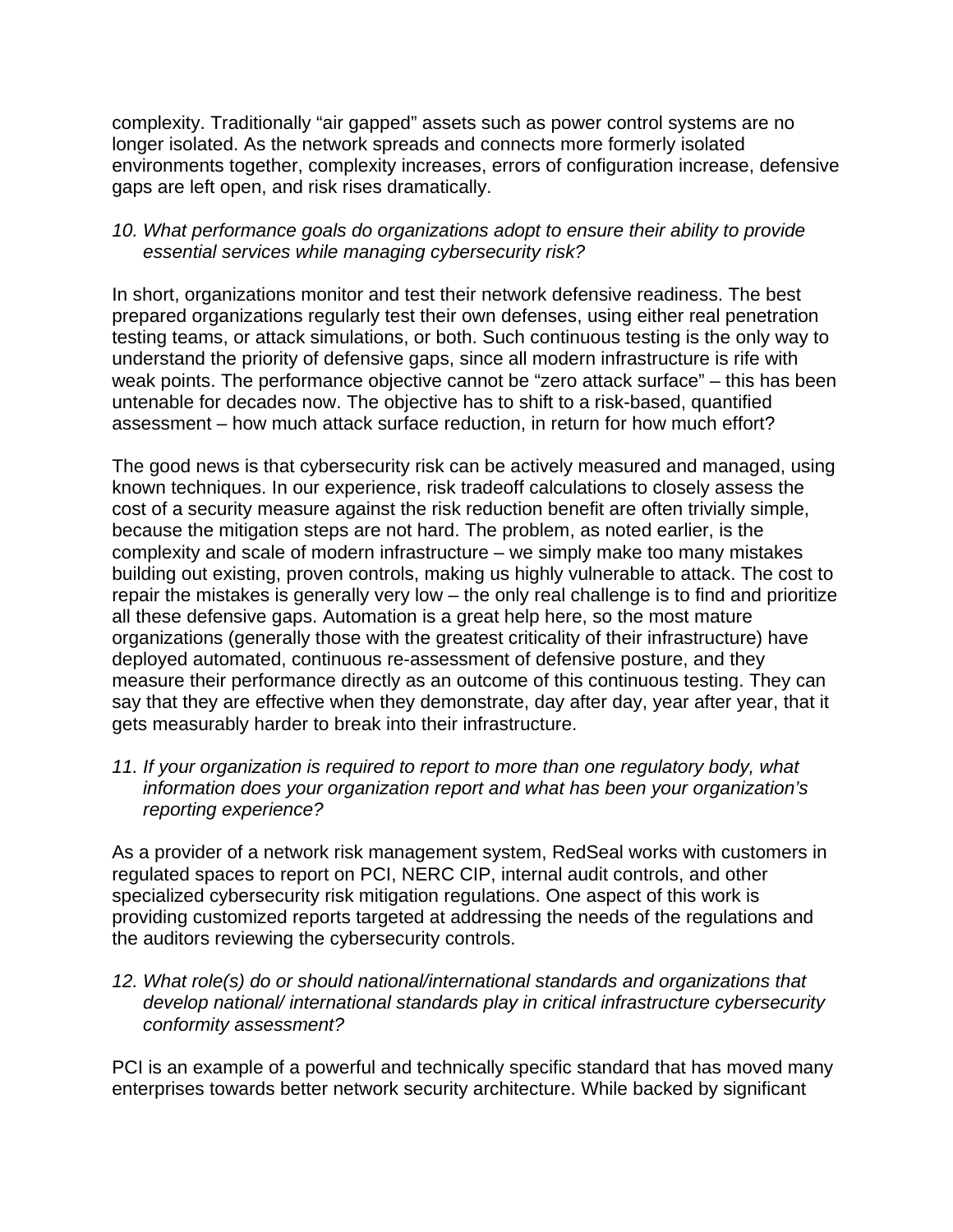complexity. Traditionally "air gapped" assets such as power control systems are no longer isolated. As the network spreads and connects more formerly isolated environments together, complexity increases, errors of configuration increase, defensive gaps are left open, and risk rises dramatically.

*10. What performance goals do organizations adopt to ensure their ability to provide essential services while managing cybersecurity risk?*

In short, organizations monitor and test their network defensive readiness. The best prepared organizations regularly test their own defenses, using either real penetration testing teams, or attack simulations, or both. Such continuous testing is the only way to understand the priority of defensive gaps, since all modern infrastructure is rife with weak points. The performance objective cannot be "zero attack surface" – this has been untenable for decades now. The objective has to shift to a risk-based, quantified assessment – how much attack surface reduction, in return for how much effort?

The good news is that cybersecurity risk can be actively measured and managed, using known techniques. In our experience, risk tradeoff calculations to closely assess the cost of a security measure against the risk reduction benefit are often trivially simple, because the mitigation steps are not hard. The problem, as noted earlier, is the complexity and scale of modern infrastructure – we simply make too many mistakes building out existing, proven controls, making us highly vulnerable to attack. The cost to repair the mistakes is generally very low – the only real challenge is to find and prioritize all these defensive gaps. Automation is a great help here, so the most mature organizations (generally those with the greatest criticality of their infrastructure) have deployed automated, continuous re-assessment of defensive posture, and they measure their performance directly as an outcome of this continuous testing. They can say that they are effective when they demonstrate, day after day, year after year, that it gets measurably harder to break into their infrastructure.

*11. If your organization is required to report to more than one regulatory body, what information does your organization report and what has been your organization's reporting experience?*

As a provider of a network risk management system, RedSeal works with customers in regulated spaces to report on PCI, NERC CIP, internal audit controls, and other specialized cybersecurity risk mitigation regulations. One aspect of this work is providing customized reports targeted at addressing the needs of the regulations and the auditors reviewing the cybersecurity controls.

*12. What role(s) do or should national/international standards and organizations that develop national/ international standards play in critical infrastructure cybersecurity conformity assessment?*

PCI is an example of a powerful and technically specific standard that has moved many enterprises towards better network security architecture. While backed by significant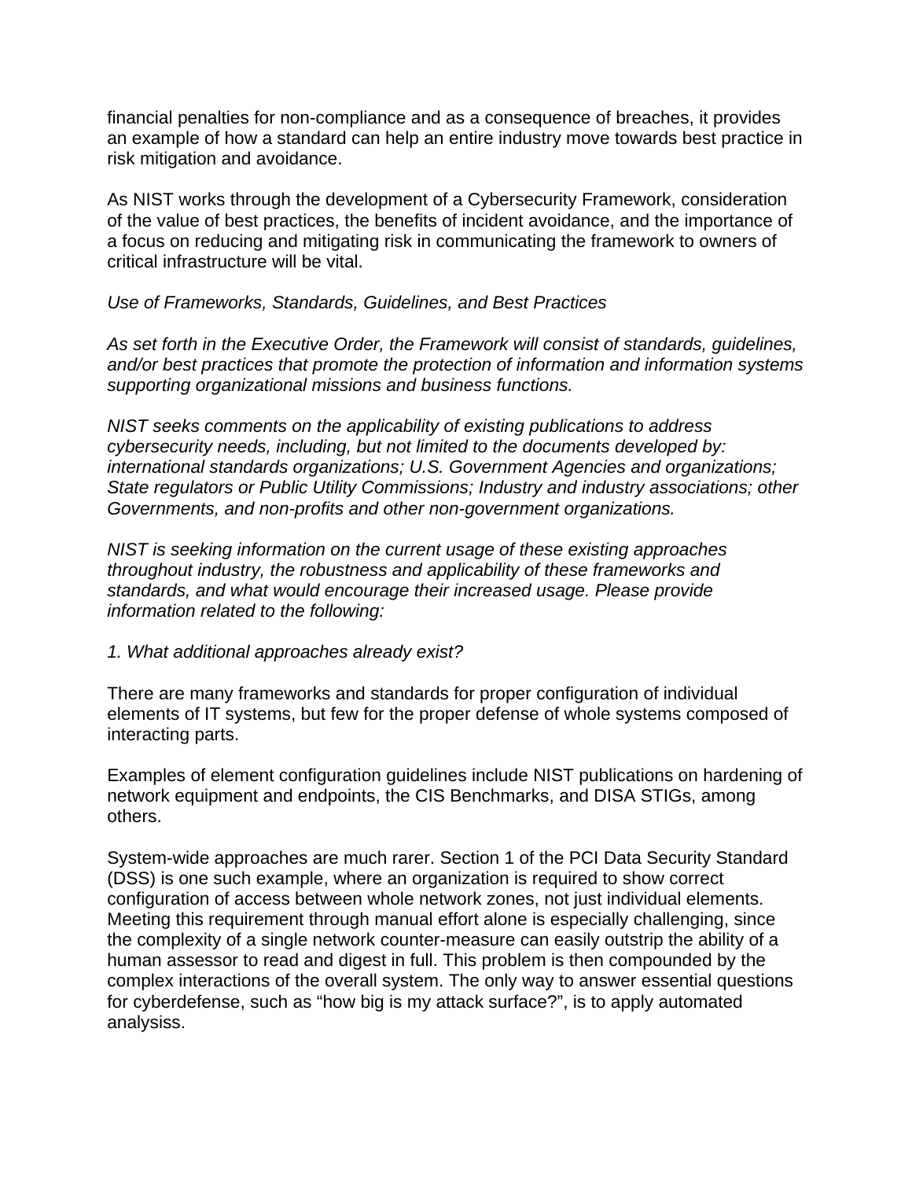financial penalties for non-compliance and as a consequence of breaches, it provides an example of how a standard can help an entire industry move towards best practice in risk mitigation and avoidance.

As NIST works through the development of a Cybersecurity Framework, consideration of the value of best practices, the benefits of incident avoidance, and the importance of a focus on reducing and mitigating risk in communicating the framework to owners of critical infrastructure will be vital.

*Use of Frameworks, Standards, Guidelines, and Best Practices*

*As set forth in the Executive Order, the Framework will consist of standards, guidelines, and/or best practices that promote the protection of information and information systems supporting organizational missions and business functions.*

*NIST seeks comments on the applicability of existing publications to address cybersecurity needs, including, but not limited to the documents developed by: international standards organizations; U.S. Government Agencies and organizations; State regulators or Public Utility Commissions; Industry and industry associations; other Governments, and non-profits and other non-government organizations.*

*NIST is seeking information on the current usage of these existing approaches throughout industry, the robustness and applicability of these frameworks and standards, and what would encourage their increased usage. Please provide information related to the following:*

*1. What additional approaches already exist?*

There are many frameworks and standards for proper configuration of individual elements of IT systems, but few for the proper defense of whole systems composed of interacting parts.

Examples of element configuration guidelines include NIST publications on hardening of network equipment and endpoints, the CIS Benchmarks, and DISA STIGs, among others.

System-wide approaches are much rarer. Section 1 of the PCI Data Security Standard (DSS) is one such example, where an organization is required to show correct configuration of access between whole network zones, not just individual elements. Meeting this requirement through manual effort alone is especially challenging, since the complexity of a single network counter-measure can easily outstrip the ability of a human assessor to read and digest in full. This problem is then compounded by the complex interactions of the overall system. The only way to answer essential questions for cyberdefense, such as "how big is my attack surface?", is to apply automated analysiss.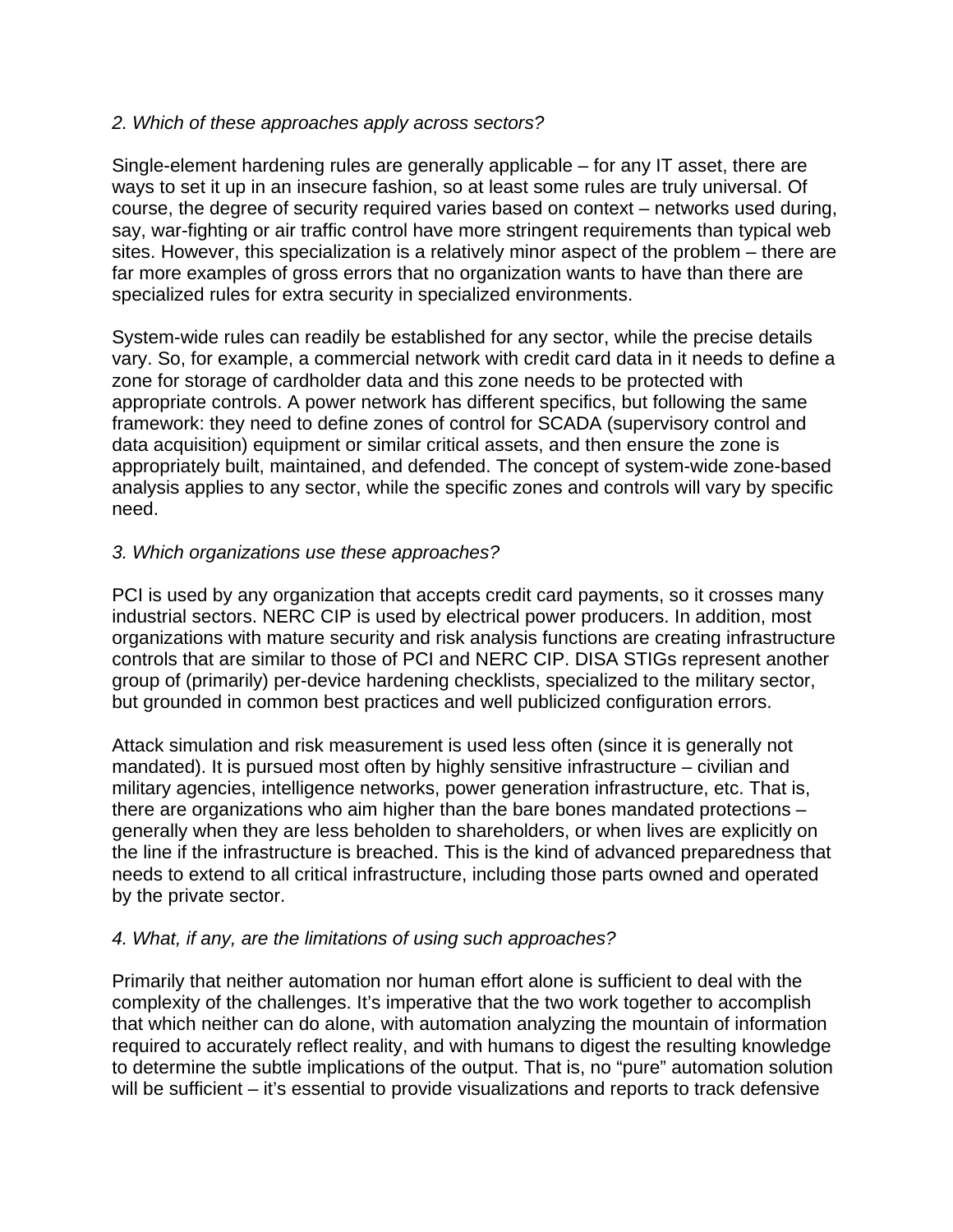*2. Which of these approaches apply across sectors?*

Single-element hardening rules are generally applicable – for any IT asset, there are ways to set it up in an insecure fashion, so at least some rules are truly universal. Of course, the degree of security required varies based on context – networks used during, say, war-fighting or air traffic control have more stringent requirements than typical web sites. However, this specialization is a relatively minor aspect of the problem – there are far more examples of gross errors that no organization wants to have than there are specialized rules for extra security in specialized environments.

System-wide rules can readily be established for any sector, while the precise details vary. So, for example, a commercial network with credit card data in it needs to define a zone for storage of cardholder data and this zone needs to be protected with appropriate controls. A power network has different specifics, but following the same framework: they need to define zones of control for SCADA (supervisory control and data acquisition) equipment or similar critical assets, and then ensure the zone is appropriately built, maintained, and defended. The concept of system-wide zone-based analysis applies to any sector, while the specific zones and controls will vary by specific need.

*3. Which organizations use these approaches?*

PCI is used by any organization that accepts credit card payments, so it crosses many industrial sectors. NERC CIP is used by electrical power producers. In addition, most organizations with mature security and risk analysis functions are creating infrastructure controls that are similar to those of PCI and NERC CIP. DISA STIGs represent another group of (primarily) per-device hardening checklists, specialized to the military sector, but grounded in common best practices and well publicized configuration errors.

Attack simulation and risk measurement is used less often (since it is generally not mandated). It is pursued most often by highly sensitive infrastructure – civilian and military agencies, intelligence networks, power generation infrastructure, etc. That is, there are organizations who aim higher than the bare bones mandated protections – generally when they are less beholden to shareholders, or when lives are explicitly on the line if the infrastructure is breached. This is the kind of advanced preparedness that needs to extend to all critical infrastructure, including those parts owned and operated by the private sector.

*4. What, if any, are the limitations of using such approaches?*

Primarily that neither automation nor human effort alone is sufficient to deal with the complexity of the challenges. It's imperative that the two work together to accomplish that which neither can do alone, with automation analyzing the mountain of information required to accurately reflect reality, and with humans to digest the resulting knowledge to determine the subtle implications of the output. That is, no "pure" automation solution will be sufficient – it's essential to provide visualizations and reports to track defensive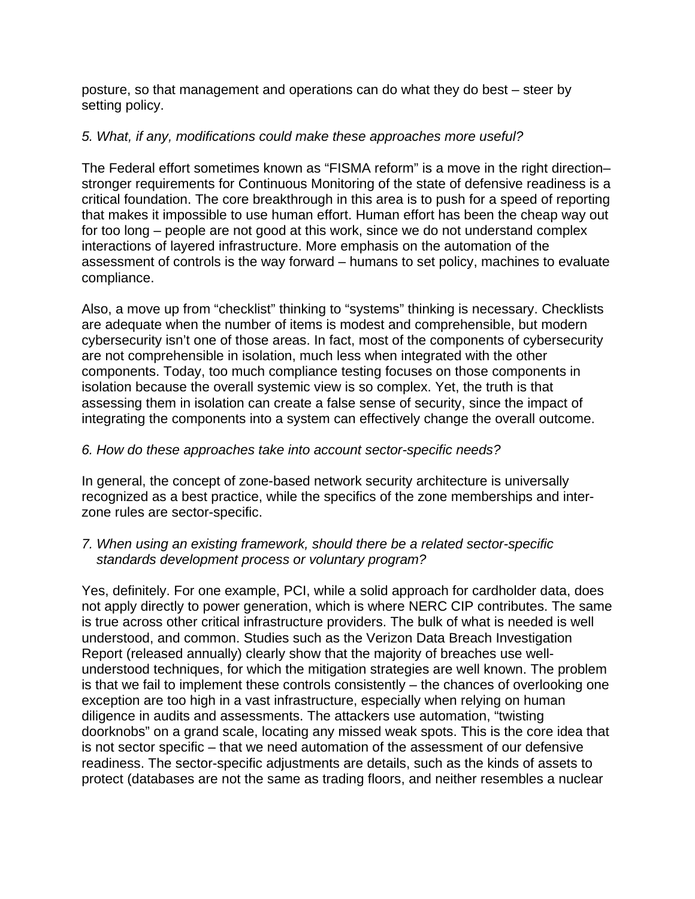posture, so that management and operations can do what they do best – steer by setting policy.

*5. What, if any, modifications could make these approaches more useful?*

The Federal effort sometimes known as "FISMA reform" is a move in the right direction– stronger requirements for Continuous Monitoring of the state of defensive readiness is a critical foundation. The core breakthrough in this area is to push for a speed of reporting that makes it impossible to use human effort. Human effort has been the cheap way out for too long – people are not good at this work, since we do not understand complex interactions of layered infrastructure. More emphasis on the automation of the assessment of controls is the way forward – humans to set policy, machines to evaluate compliance.

Also, a move up from "checklist" thinking to "systems" thinking is necessary. Checklists are adequate when the number of items is modest and comprehensible, but modern cybersecurity isn't one of those areas. In fact, most of the components of cybersecurity are not comprehensible in isolation, much less when integrated with the other components. Today, too much compliance testing focuses on those components in isolation because the overall systemic view is so complex. Yet, the truth is that assessing them in isolation can create a false sense of security, since the impact of integrating the components into a system can effectively change the overall outcome.

*6. How do these approaches take into account sector-specific needs?*

In general, the concept of zone-based network security architecture is universally recognized as a best practice, while the specifics of the zone memberships and inter-zone rules are sector-specific.

*7. When using an existing framework, should there be a related sector-specific standards development process or voluntary program?*

Yes, definitely. For one example, PCI, while a solid approach for cardholder data, does not apply directly to power generation, which is where NERC CIP contributes. The same is true across other critical infrastructure providers. The bulk of what is needed is well understood, and common. Studies such as the Verizon Data Breach Investigation Report (released annually) clearly show that the majority of breaches use well-understood techniques, for which the mitigation strategies are well known. The problem is that we fail to implement these controls consistently – the chances of overlooking one exception are too high in a vast infrastructure, especially when relying on human diligence in audits and assessments. The attackers use automation, "twisting doorknobs" on a grand scale, locating any missed weak spots. This is the core idea that is not sector specific – that we need automation of the assessment of our defensive readiness. The sector-specific adjustments are details, such as the kinds of assets to protect (databases are not the same as trading floors, and neither resembles a nuclear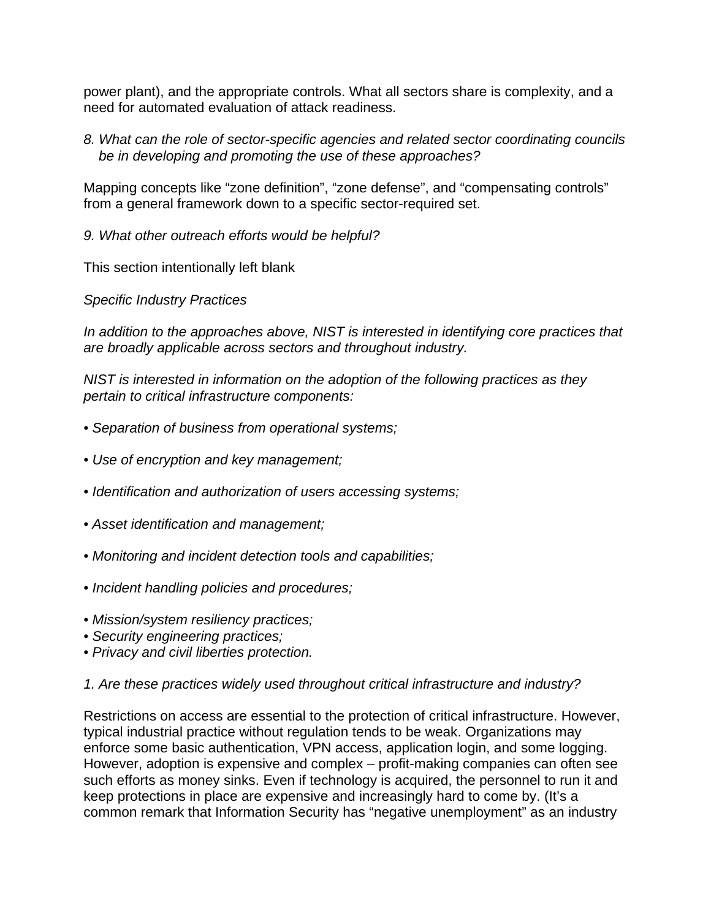power plant), and the appropriate controls. What all sectors share is complexity, and a need for automated evaluation of attack readiness.

*8. What can the role of sector-specific agencies and related sector coordinating councils be in developing and promoting the use of these approaches?*

Mapping concepts like "zone definition", "zone defense", and "compensating controls" from a general framework down to a specific sector-required set.

*9. What other outreach efforts would be helpful?*

This section intentionally left blank

*Specific Industry Practices*

*In addition to the approaches above, NIST is interested in identifying core practices that are broadly applicable across sectors and throughout industry.*

*NIST is interested in information on the adoption of the following practices as they pertain to critical infrastructure components:*

- *Separation of business from operational systems;*
- *Use of encryption and key management;*
- *Identification and authorization of users accessing systems;*
- *Asset identification and management;*
- *Monitoring and incident detection tools and capabilities;*
- *Incident handling policies and procedures;*
- *Mission/system resiliency practices;*
- *Security engineering practices;*
- *Privacy and civil liberties protection.*

*1. Are these practices widely used throughout critical infrastructure and industry?*

Restrictions on access are essential to the protection of critical infrastructure. However, typical industrial practice without regulation tends to be weak. Organizations may enforce some basic authentication, VPN access, application login, and some logging. However, adoption is expensive and complex – profit-making companies can often see such efforts as money sinks. Even if technology is acquired, the personnel to run it and keep protections in place are expensive and increasingly hard to come by. (It's a common remark that Information Security has "negative unemployment" as an industry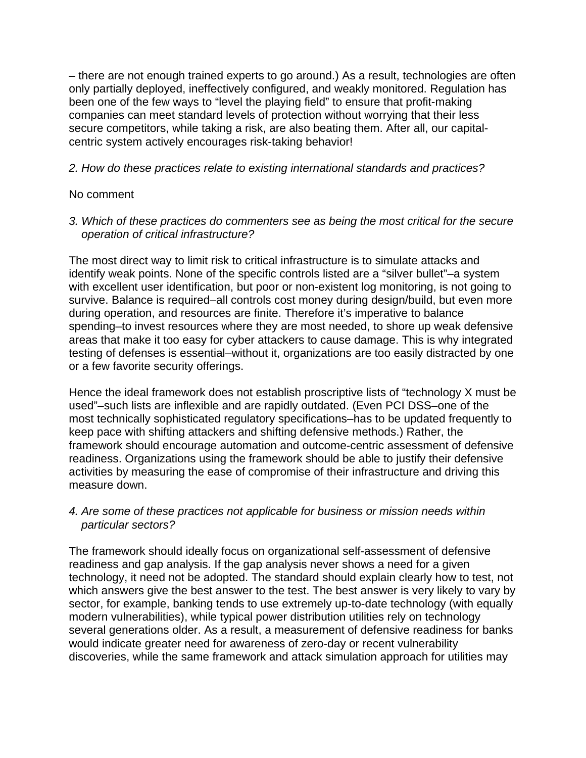– there are not enough trained experts to go around.) As a result, technologies are often only partially deployed, ineffectively configured, and weakly monitored. Regulation has been one of the few ways to "level the playing field" to ensure that profit-making companies can meet standard levels of protection without worrying that their less secure competitors, while taking a risk, are also beating them. After all, our capital-centric system actively encourages risk-taking behavior!

*2. How do these practices relate to existing international standards and practices?*

No comment

*3. Which of these practices do commenters see as being the most critical for the secure operation of critical infrastructure?*

The most direct way to limit risk to critical infrastructure is to simulate attacks and identify weak points. None of the specific controls listed are a "silver bullet"–a system with excellent user identification, but poor or non-existent log monitoring, is not going to survive. Balance is required–all controls cost money during design/build, but even more during operation, and resources are finite. Therefore it's imperative to balance spending–to invest resources where they are most needed, to shore up weak defensive areas that make it too easy for cyber attackers to cause damage. This is why integrated testing of defenses is essential–without it, organizations are too easily distracted by one or a few favorite security offerings.

Hence the ideal framework does not establish proscriptive lists of "technology X must be used"–such lists are inflexible and are rapidly outdated. (Even PCI DSS–one of the most technically sophisticated regulatory specifications–has to be updated frequently to keep pace with shifting attackers and shifting defensive methods.) Rather, the framework should encourage automation and outcome-centric assessment of defensive readiness. Organizations using the framework should be able to justify their defensive activities by measuring the ease of compromise of their infrastructure and driving this measure down.

*4. Are some of these practices not applicable for business or mission needs within particular sectors?*

The framework should ideally focus on organizational self-assessment of defensive readiness and gap analysis. If the gap analysis never shows a need for a given technology, it need not be adopted. The standard should explain clearly how to test, not which answers give the best answer to the test. The best answer is very likely to vary by sector, for example, banking tends to use extremely up-to-date technology (with equally modern vulnerabilities), while typical power distribution utilities rely on technology several generations older. As a result, a measurement of defensive readiness for banks would indicate greater need for awareness of zero-day or recent vulnerability discoveries, while the same framework and attack simulation approach for utilities may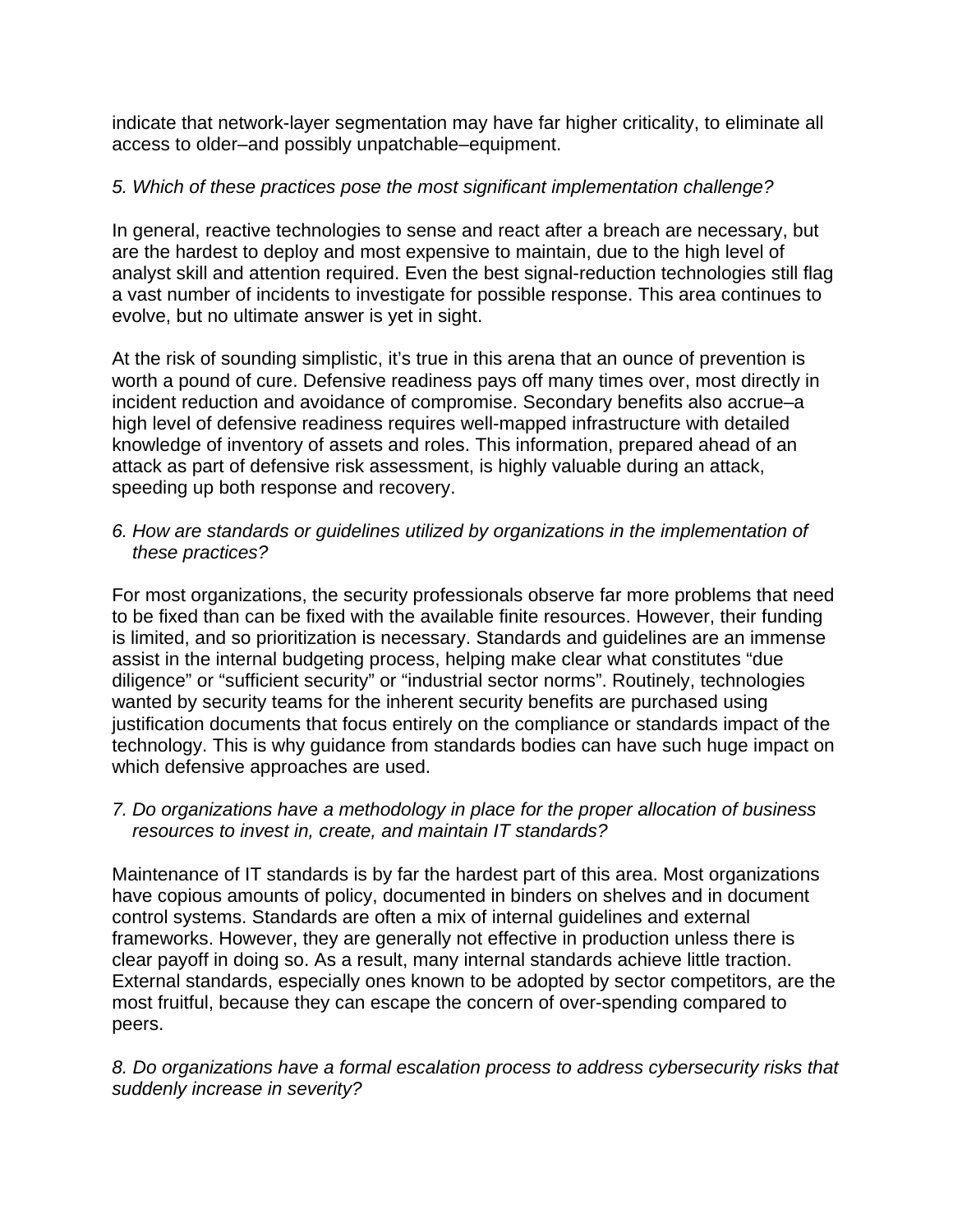indicate that network-layer segmentation may have far higher criticality, to eliminate all access to older–and possibly unpatchable–equipment.

*5. Which of these practices pose the most significant implementation challenge?*

In general, reactive technologies to sense and react after a breach are necessary, but are the hardest to deploy and most expensive to maintain, due to the high level of analyst skill and attention required. Even the best signal-reduction technologies still flag a vast number of incidents to investigate for possible response. This area continues to evolve, but no ultimate answer is yet in sight.

At the risk of sounding simplistic, it's true in this arena that an ounce of prevention is worth a pound of cure. Defensive readiness pays off many times over, most directly in incident reduction and avoidance of compromise. Secondary benefits also accrue–a high level of defensive readiness requires well-mapped infrastructure with detailed knowledge of inventory of assets and roles. This information, prepared ahead of an attack as part of defensive risk assessment, is highly valuable during an attack, speeding up both response and recovery.

*6. How are standards or guidelines utilized by organizations in the implementation of these practices?*

For most organizations, the security professionals observe far more problems that need to be fixed than can be fixed with the available finite resources. However, their funding is limited, and so prioritization is necessary. Standards and guidelines are an immense assist in the internal budgeting process, helping make clear what constitutes "due diligence" or "sufficient security" or "industrial sector norms". Routinely, technologies wanted by security teams for the inherent security benefits are purchased using justification documents that focus entirely on the compliance or standards impact of the technology. This is why guidance from standards bodies can have such huge impact on which defensive approaches are used.

*7. Do organizations have a methodology in place for the proper allocation of business resources to invest in, create, and maintain IT standards?*

Maintenance of IT standards is by far the hardest part of this area. Most organizations have copious amounts of policy, documented in binders on shelves and in document control systems. Standards are often a mix of internal guidelines and external frameworks. However, they are generally not effective in production unless there is clear payoff in doing so. As a result, many internal standards achieve little traction. External standards, especially ones known to be adopted by sector competitors, are the most fruitful, because they can escape the concern of over-spending compared to peers.

*8. Do organizations have a formal escalation process to address cybersecurity risks that suddenly increase in severity?*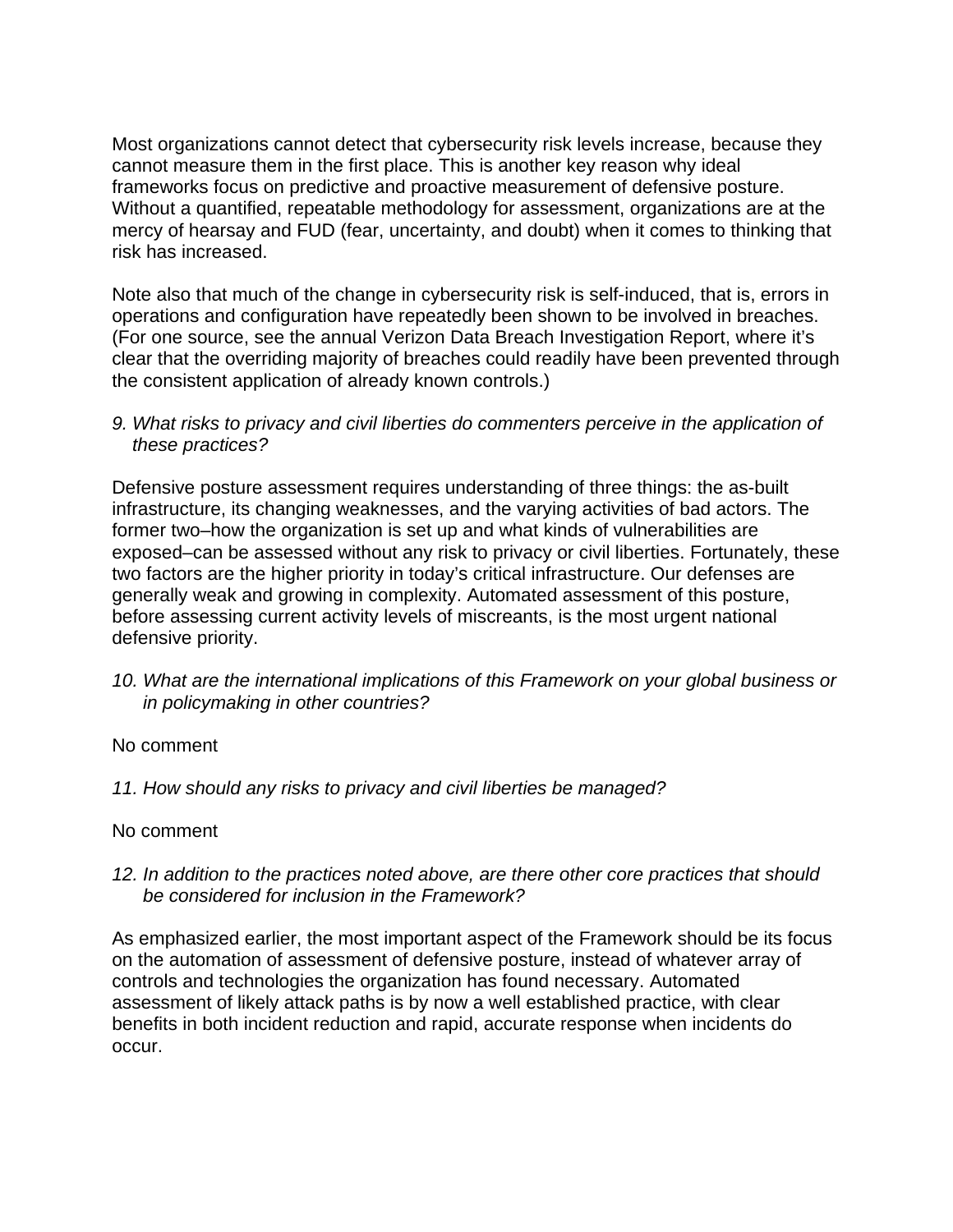Most organizations cannot detect that cybersecurity risk levels increase, because they cannot measure them in the first place. This is another key reason why ideal frameworks focus on predictive and proactive measurement of defensive posture. Without a quantified, repeatable methodology for assessment, organizations are at the mercy of hearsay and FUD (fear, uncertainty, and doubt) when it comes to thinking that risk has increased.

Note also that much of the change in cybersecurity risk is self-induced, that is, errors in operations and configuration have repeatedly been shown to be involved in breaches. (For one source, see the annual Verizon Data Breach Investigation Report, where it's clear that the overriding majority of breaches could readily have been prevented through the consistent application of already known controls.)

*9. What risks to privacy and civil liberties do commenters perceive in the application of these practices?*

Defensive posture assessment requires understanding of three things: the as-built infrastructure, its changing weaknesses, and the varying activities of bad actors. The former two–how the organization is set up and what kinds of vulnerabilities are exposed–can be assessed without any risk to privacy or civil liberties. Fortunately, these two factors are the higher priority in today's critical infrastructure. Our defenses are generally weak and growing in complexity. Automated assessment of this posture, before assessing current activity levels of miscreants, is the most urgent national defensive priority.

*10. What are the international implications of this Framework on your global business or in policymaking in other countries?*

No comment

*11. How should any risks to privacy and civil liberties be managed?*

No comment

*12. In addition to the practices noted above, are there other core practices that should be considered for inclusion in the Framework?*

As emphasized earlier, the most important aspect of the Framework should be its focus on the automation of assessment of defensive posture, instead of whatever array of controls and technologies the organization has found necessary. Automated assessment of likely attack paths is by now a well established practice, with clear benefits in both incident reduction and rapid, accurate response when incidents do occur.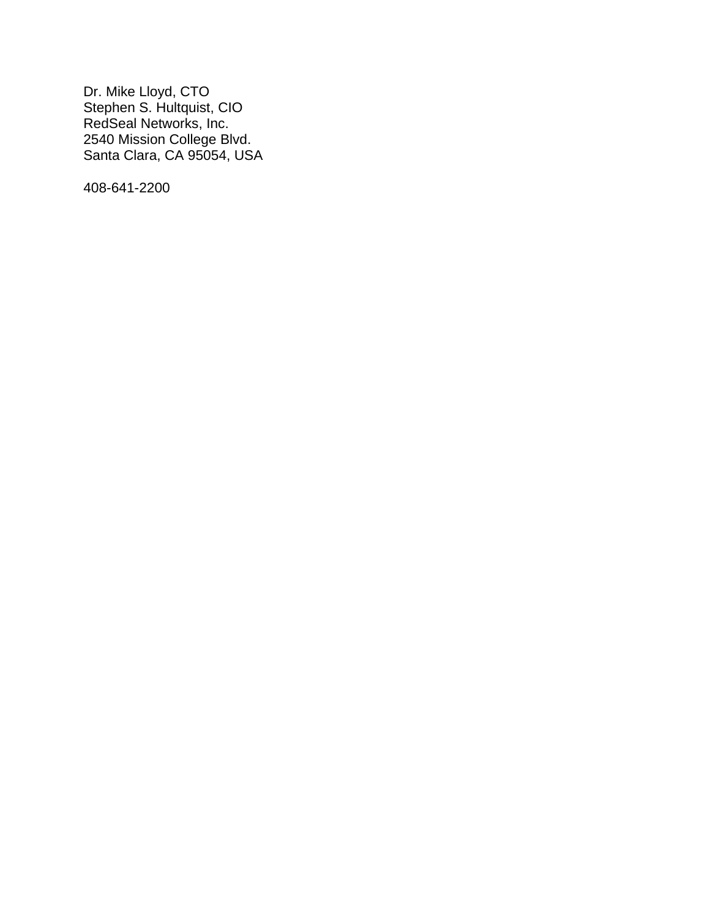Dr. Mike Lloyd, CTO
Stephen S. Hultquist, CIO
RedSeal Networks, Inc.
2540 Mission College Blvd.
Santa Clara, CA 95054, USA

408-641-2200